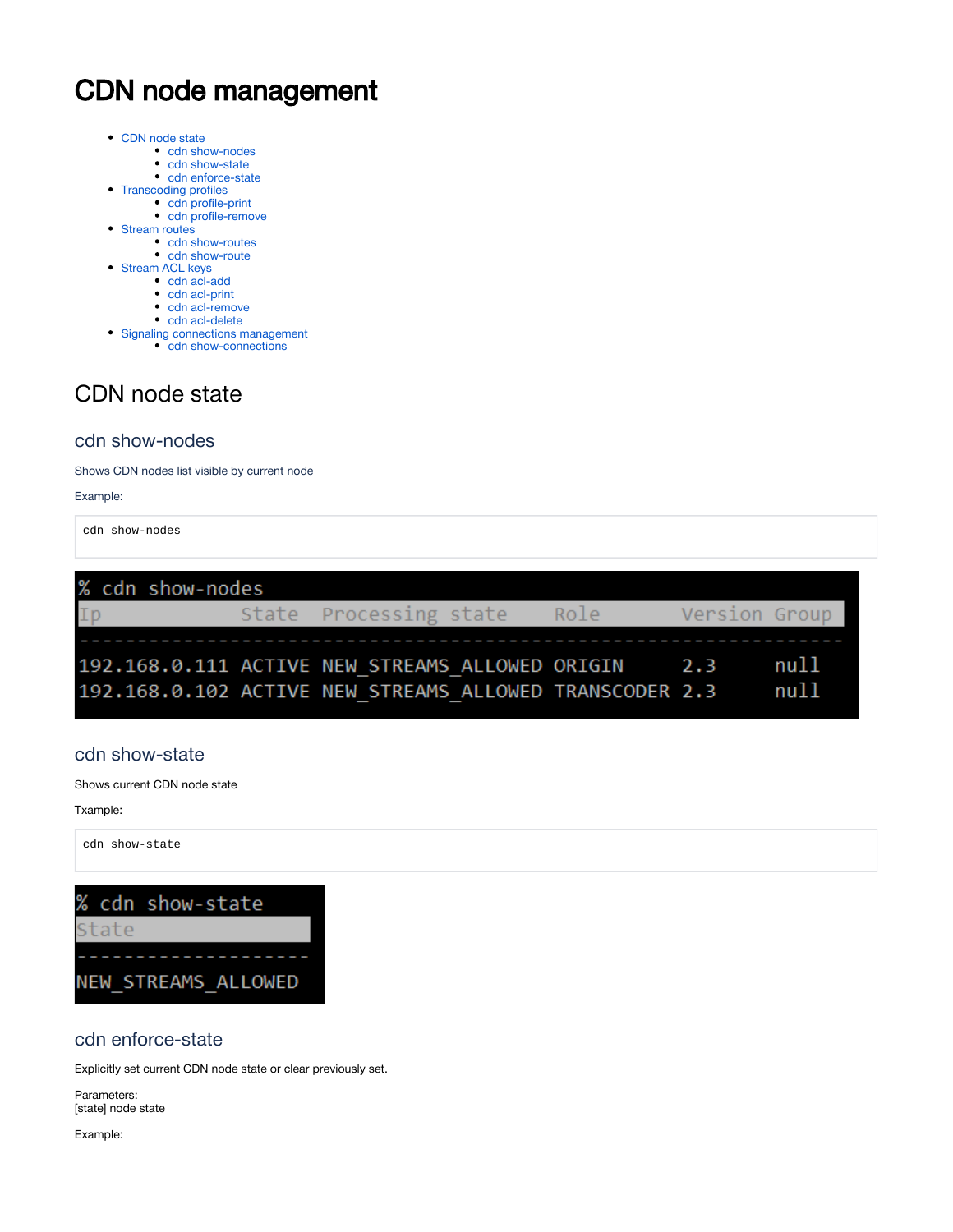# CDN node management

- CDN node state
  - cdn show-nodes
  - cdn show-state
  - cdn enforce-state
- Transcoding profiles
  - cdn profile-print
  - cdn profile-remove
- Stream routes
  - cdn show-routes
  - cdn show-route
- Stream ACL keys
  - cdn acl-add
  - cdn acl-print
  - cdn acl-remove
  - cdn acl-delete
- Signaling connections management
  - cdn show-connections

## CDN node state

### cdn show-nodes

Shows CDN nodes list visible by current node

Example:

```
cdn show-nodes
```

```
% cdn show-nodes
Ip            State  Processing state    Role        Version Group
------------------------------------------------------------------
192.168.0.111 ACTIVE NEW_STREAMS_ALLOWED ORIGIN      2.3     null
192.168.0.102 ACTIVE NEW_STREAMS_ALLOWED TRANSCODER  2.3     null
```

### cdn show-state

Shows current CDN node state

Txample:

```
cdn show-state
```

```
% cdn show-state
State
--------------------
NEW_STREAMS_ALLOWED
```

### cdn enforce-state

Explicitly set current CDN node state or clear previously set.

Parameters:
[state] node state

Example: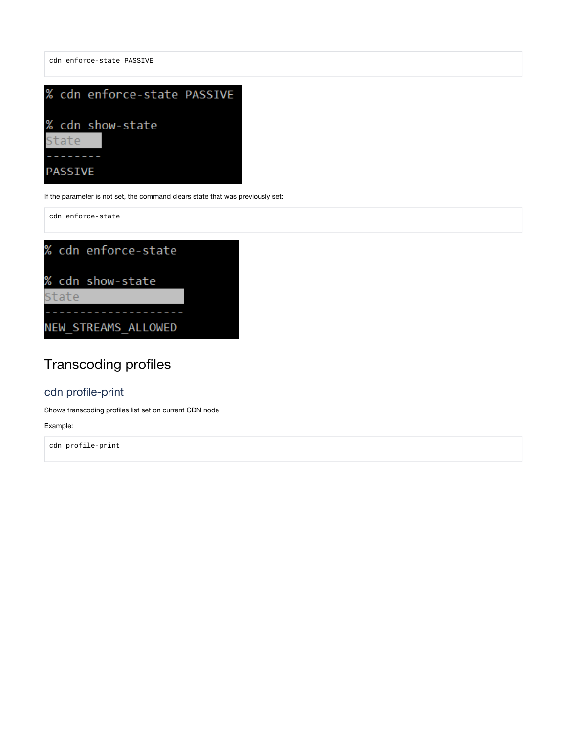```
cdn enforce-state PASSIVE
```

```
% cdn enforce-state PASSIVE

% cdn show-state
State
--------
PASSIVE
```

If the parameter is not set, the command clears state that was previously set:

```
cdn enforce-state
```

```
% cdn enforce-state

% cdn show-state
State
-------------------
NEW_STREAMS_ALLOWED
```

# Transcoding profiles

## cdn profile-print

Shows transcoding profiles list set on current CDN node

Example:

```
cdn profile-print
```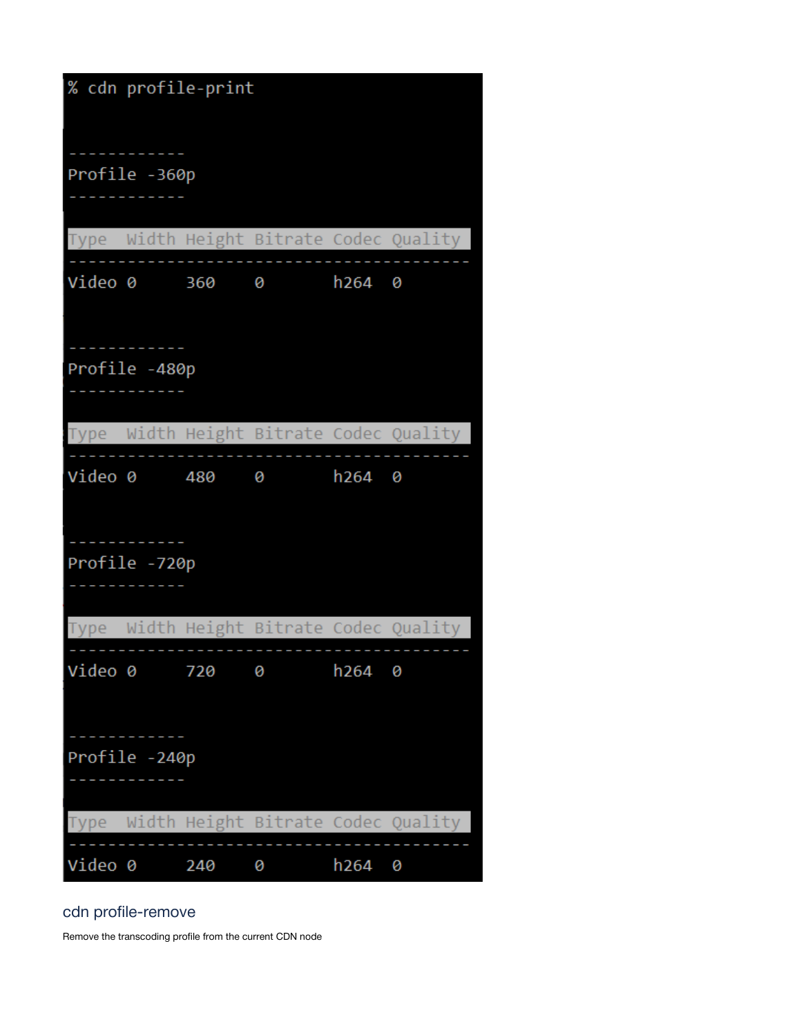```
% cdn profile-print


------------
Profile -360p
------------

Type  Width Height Bitrate Codec Quality
-----------------------------------------
Video 0     360    0       h264  0


------------
Profile -480p
------------

Type  Width Height Bitrate Codec Quality
-----------------------------------------
Video 0     480    0       h264  0


------------
Profile -720p
------------

Type  Width Height Bitrate Codec Quality
-----------------------------------------
Video 0     720    0       h264  0


------------
Profile -240p
------------

Type  Width Height Bitrate Codec Quality
-----------------------------------------
Video 0     240    0       h264  0
```

## cdn profile-remove

Remove the transcoding profile from the current CDN node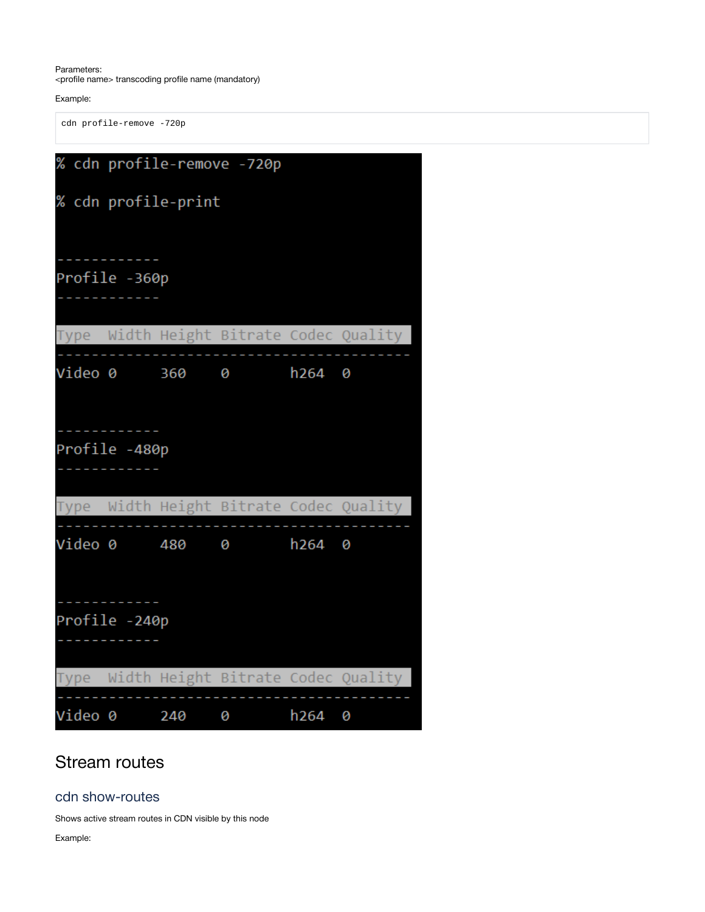Parameters:
<profile name> transcoding profile name (mandatory)

Example:

```
cdn profile-remove -720p
```

```
% cdn profile-remove -720p

% cdn profile-print


------------
Profile -360p
------------

Type  Width Height Bitrate Codec Quality
----------------------------------------
Video 0     360    0       h264  0


------------
Profile -480p
------------

Type  Width Height Bitrate Codec Quality
----------------------------------------
Video 0     480    0       h264  0


------------
Profile -240p
------------

Type  Width Height Bitrate Codec Quality
----------------------------------------
Video 0     240    0       h264  0
```

# Stream routes

## cdn show-routes

Shows active stream routes in CDN visible by this node

Example: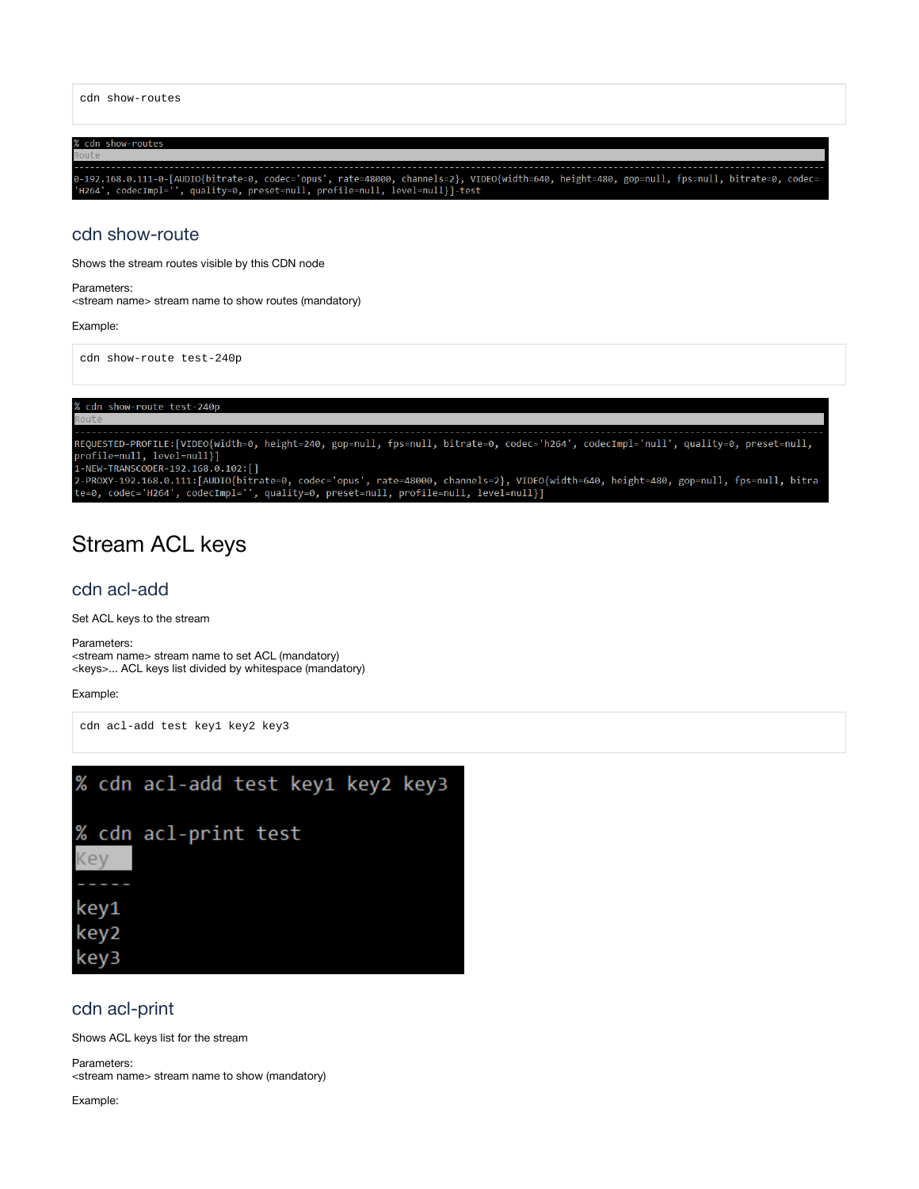```
cdn show-routes
```

```
% cdn show-routes
Route
-------------------------------------------------------------------------------------------------------------------------------------------
0-192.168.0.111-0-[AUDIO{bitrate=0, codec='opus', rate=48000, channels=2}, VIDEO{width=640, height=480, gop=null, fps=null, bitrate=0, codec=
'H264', codecImpl='', quality=0, preset=null, profile=null, level=null}]-test
```

## cdn show-route

Shows the stream routes visible by this CDN node

Parameters:
<stream name> stream name to show routes (mandatory)

Example:

```
cdn show-route test-240p
```

```
% cdn show-route test-240p
Route
-------------------------------------------------------------------------------------------------------------------------------------------
REQUESTED-PROFILE:[VIDEO{width=0, height=240, gop=null, fps=null, bitrate=0, codec='h264', codecImpl='null', quality=0, preset=null,
profile=null, level=null}]
1-NEW-TRANSCODER-192.168.0.102:[]
2-PROXY-192.168.0.111:[AUDIO{bitrate=0, codec='opus', rate=48000, channels=2}, VIDEO{width=640, height=480, gop=null, fps=null, bitra
te=0, codec='H264', codecImpl='', quality=0, preset=null, profile=null, level=null}]
```

# Stream ACL keys

## cdn acl-add

Set ACL keys to the stream

Parameters:
<stream name> stream name to set ACL (mandatory)
<keys>... ACL keys list divided by whitespace (mandatory)

Example:

```
cdn acl-add test key1 key2 key3
```

```
% cdn acl-add test key1 key2 key3

% cdn acl-print test
Key
-----
key1
key2
key3
```

## cdn acl-print

Shows ACL keys list for the stream

Parameters:
<stream name> stream name to show (mandatory)

Example: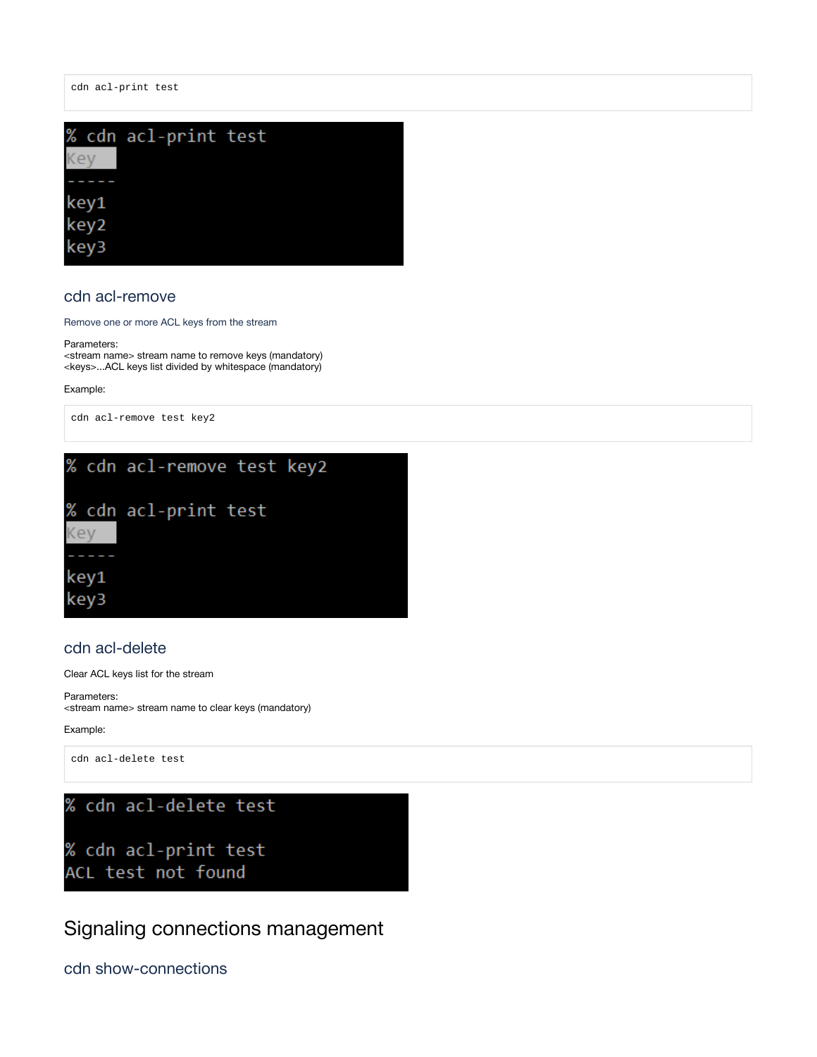```
cdn acl-print test
```

```
% cdn acl-print test
Key
-----
key1
key2
key3
```

### cdn acl-remove

Remove one or more ACL keys from the stream

Parameters:
<stream name> stream name to remove keys (mandatory)
<keys>...ACL keys list divided by whitespace (mandatory)

Example:

```
cdn acl-remove test key2
```

```
% cdn acl-remove test key2

% cdn acl-print test
Key
-----
key1
key3
```

### cdn acl-delete

Clear ACL keys list for the stream

Parameters:
<stream name> stream name to clear keys (mandatory)

Example:

```
cdn acl-delete test
```

```
% cdn acl-delete test

% cdn acl-print test
ACL test not found
```

## Signaling connections management

### cdn show-connections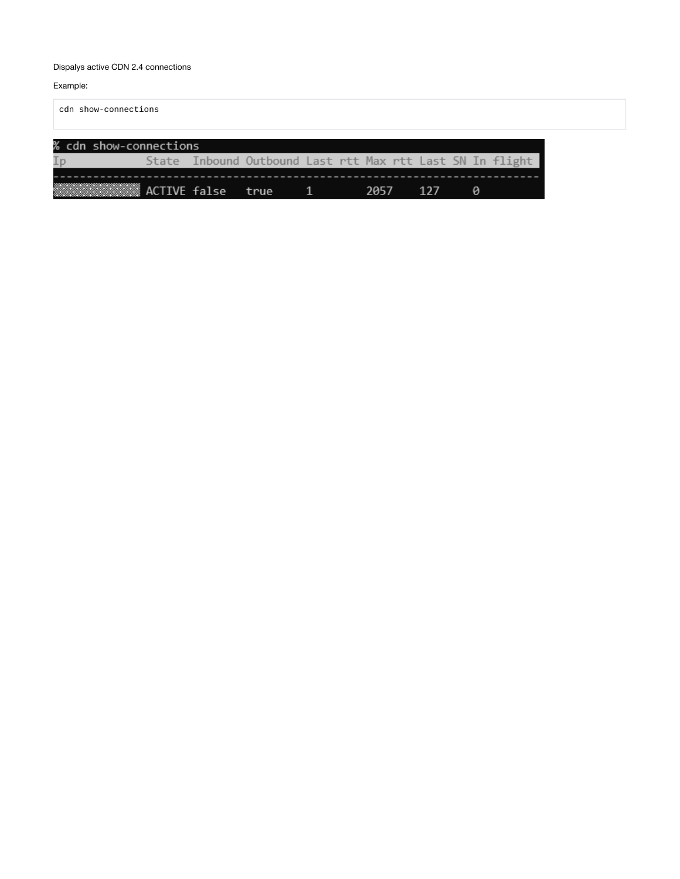Dispalys active CDN 2.4 connections

Example:

```
cdn show-connections
```

```
% cdn show-connections
Ip            State  Inbound Outbound Last rtt Max rtt Last SN In flight
-------------------------------------------------------------------------
              ACTIVE false   true     1        2057    127     0
```